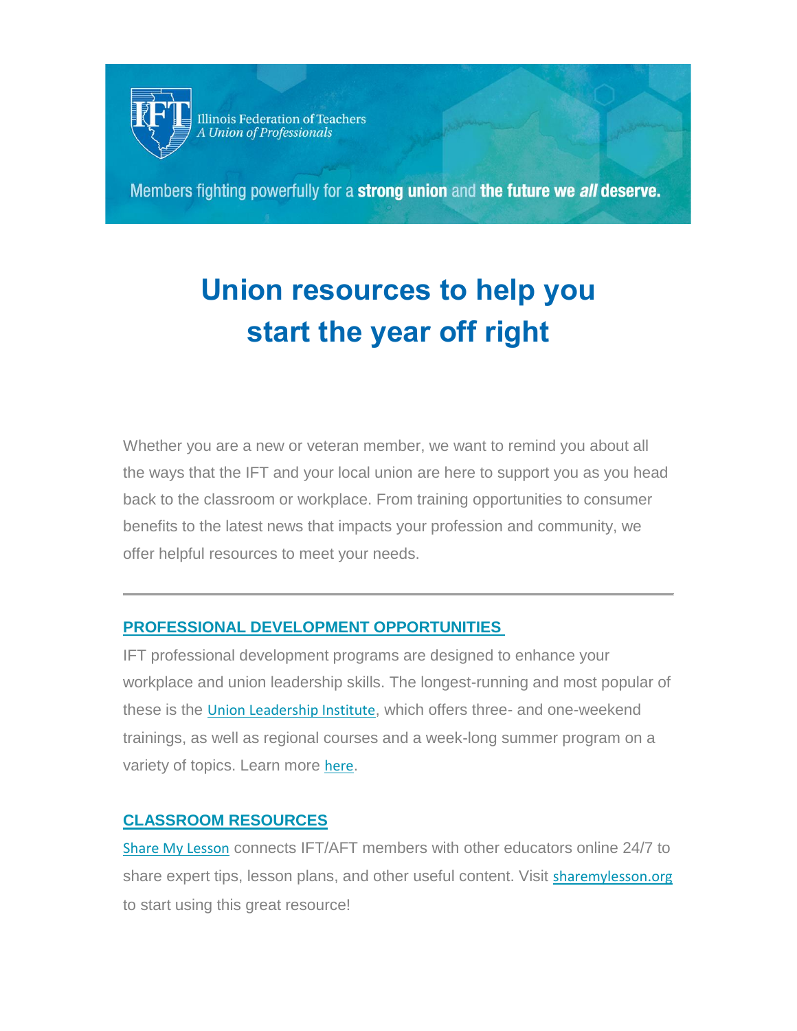Illinois Federation of Teachers
*A Union of Professionals*

Members fighting powerfully for a **strong union** and **the future we *all* deserve.**

# Union resources to help you start the year off right

Whether you are a new or veteran member, we want to remind you about all the ways that the IFT and your local union are here to support you as you head back to the classroom or workplace. From training opportunities to consumer benefits to the latest news that impacts your profession and community, we offer helpful resources to meet your needs.

---

### PROFESSIONAL DEVELOPMENT OPPORTUNITIES

IFT professional development programs are designed to enhance your workplace and union leadership skills. The longest-running and most popular of these is the Union Leadership Institute, which offers three- and one-weekend trainings, as well as regional courses and a week-long summer program on a variety of topics. Learn more here.

### CLASSROOM RESOURCES

Share My Lesson connects IFT/AFT members with other educators online 24/7 to share expert tips, lesson plans, and other useful content. Visit sharemylesson.org to start using this great resource!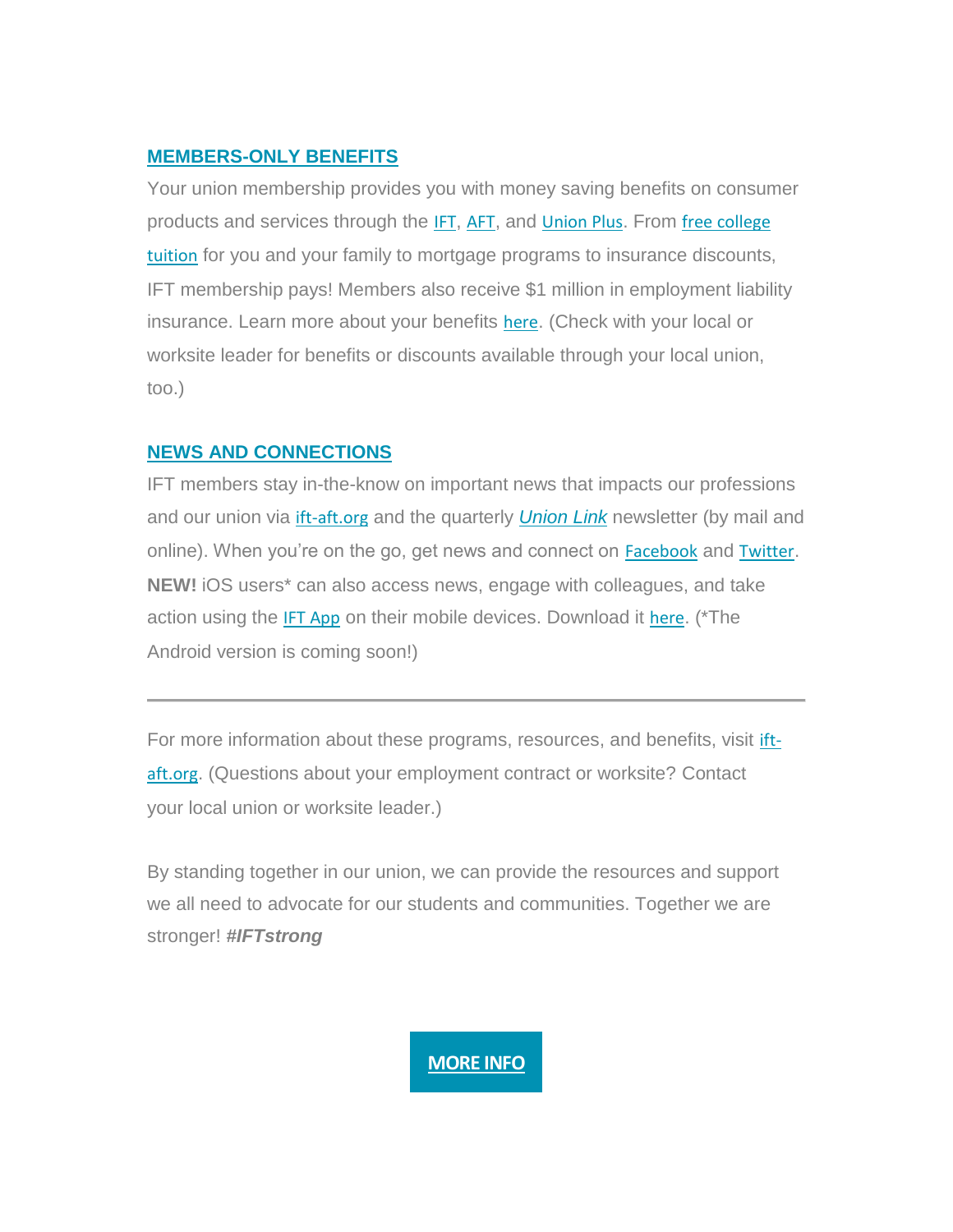## MEMBERS-ONLY BENEFITS

Your union membership provides you with money saving benefits on consumer products and services through the IFT, AFT, and Union Plus. From free college tuition for you and your family to mortgage programs to insurance discounts, IFT membership pays! Members also receive $1 million in employment liability insurance. Learn more about your benefits here. (Check with your local or worksite leader for benefits or discounts available through your local union, too.)

## NEWS AND CONNECTIONS

IFT members stay in-the-know on important news that impacts our professions and our union via ift-aft.org and the quarterly *Union Link* newsletter (by mail and online). When you're on the go, get news and connect on Facebook and Twitter. **NEW!** iOS users* can also access news, engage with colleagues, and take action using the IFT App on their mobile devices. Download it here. (*The Android version is coming soon!)

---

For more information about these programs, resources, and benefits, visit ift-aft.org. (Questions about your employment contract or worksite? Contact your local union or worksite leader.)

By standing together in our union, we can provide the resources and support we all need to advocate for our students and communities. Together we are stronger! ***#IFTstrong***

**MORE INFO**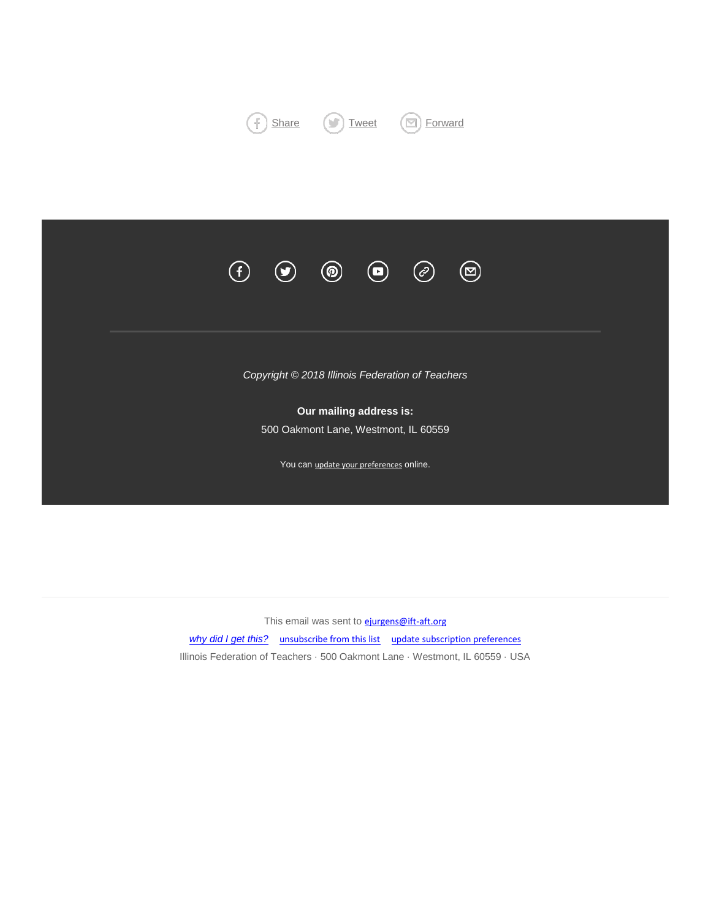Share    Tweet    Forward

---

*Copyright © 2018 Illinois Federation of Teachers*

**Our mailing address is:**

500 Oakmont Lane, Westmont, IL 60559

You can update your preferences online.

---

This email was sent to ejurgens@ift-aft.org

*why did I get this?*    unsubscribe from this list    update subscription preferences

Illinois Federation of Teachers · 500 Oakmont Lane · Westmont, IL 60559 · USA